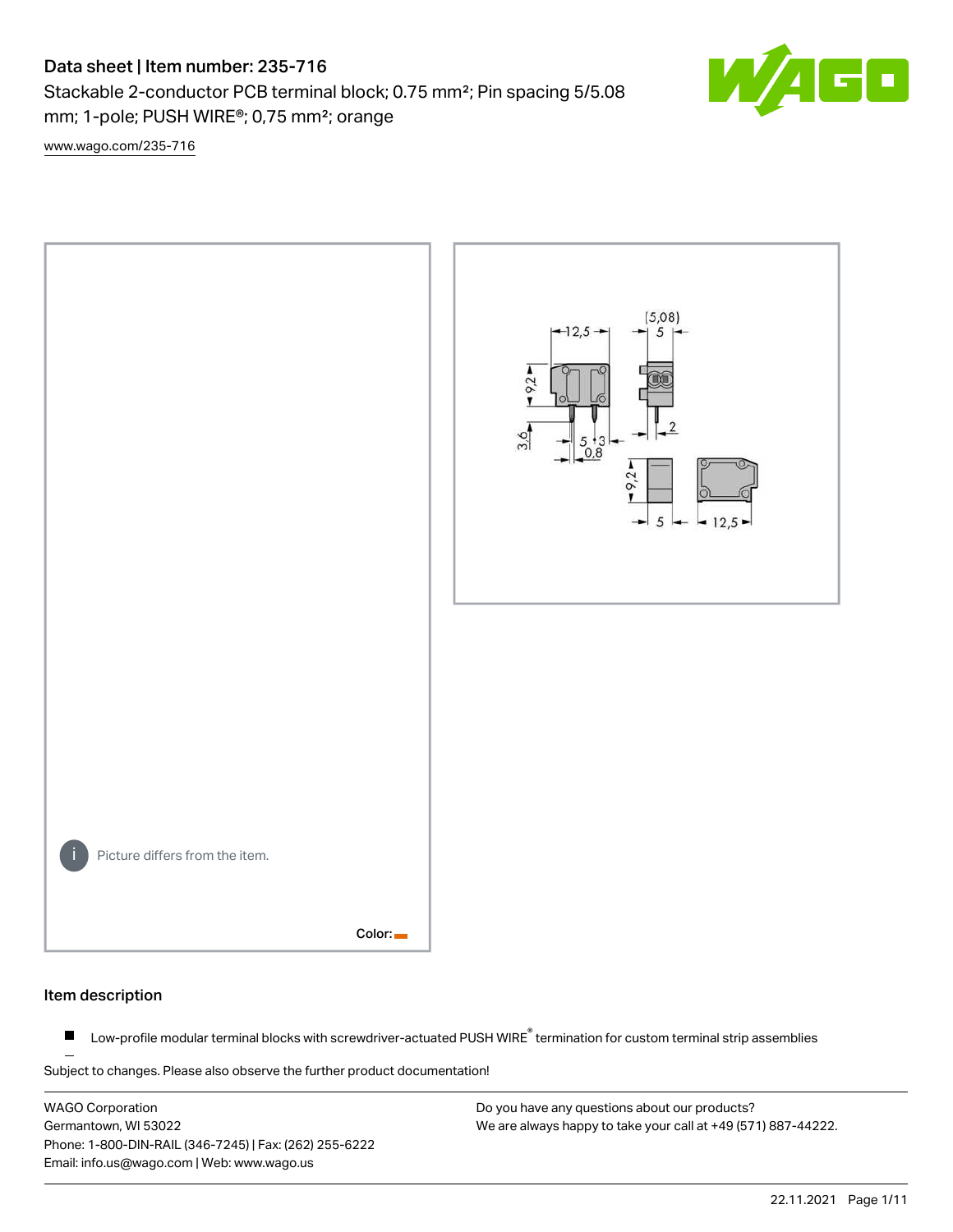# Data sheet | Item number: 235-716

Stackable 2-conductor PCB terminal block; 0.75 mm²; Pin spacing 5/5.08 mm; 1-pole; PUSH WIRE®; 0,75 mm²; orange

www.wago.com/235-716

Picture differs from the item.

Color:

## Item description

- Low-profile modular terminal blocks with screwdriver-actuated PUSH WIRE® termination for custom terminal strip assemblies

Subject to changes. Please also observe the further product documentation!

WAGO Corporation
Germantown, WI 53022
Phone: 1-800-DIN-RAIL (346-7245) | Fax: (262) 255-6222
Email: info.us@wago.com | Web: www.wago.us

Do you have any questions about our products?
We are always happy to take your call at +49 (571) 887-44222.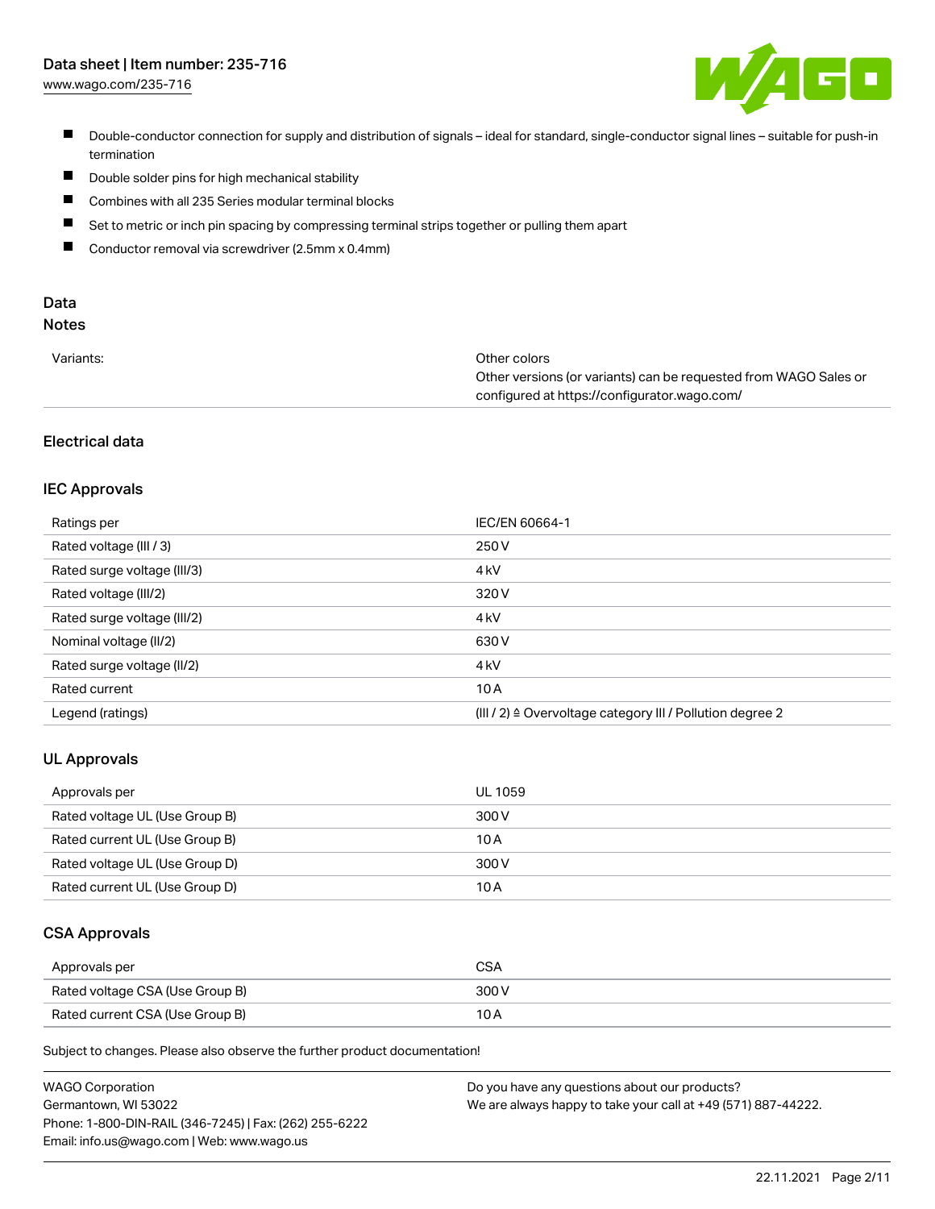- Double-conductor connection for supply and distribution of signals – ideal for standard, single-conductor signal lines – suitable for push-in termination
- Double solder pins for high mechanical stability
- Combines with all 235 Series modular terminal blocks
- Set to metric or inch pin spacing by compressing terminal strips together or pulling them apart
- Conductor removal via screwdriver (2.5mm x 0.4mm)

## Data

### Notes

| | |
|---|---|
| Variants: | Other colors<br>Other versions (or variants) can be requested from WAGO Sales or configured at https://configurator.wago.com/ |

### Electrical data

#### IEC Approvals

| | |
|---|---|
| Ratings per | IEC/EN 60664-1 |
| Rated voltage (III / 3) | 250 V |
| Rated surge voltage (III/3) | 4 kV |
| Rated voltage (III/2) | 320 V |
| Rated surge voltage (III/2) | 4 kV |
| Nominal voltage (II/2) | 630 V |
| Rated surge voltage (II/2) | 4 kV |
| Rated current | 10 A |
| Legend (ratings) | (III / 2) ≙ Overvoltage category III / Pollution degree 2 |

#### UL Approvals

| | |
|---|---|
| Approvals per | UL 1059 |
| Rated voltage UL (Use Group B) | 300 V |
| Rated current UL (Use Group B) | 10 A |
| Rated voltage UL (Use Group D) | 300 V |
| Rated current UL (Use Group D) | 10 A |

#### CSA Approvals

| | |
|---|---|
| Approvals per | CSA |
| Rated voltage CSA (Use Group B) | 300 V |
| Rated current CSA (Use Group B) | 10 A |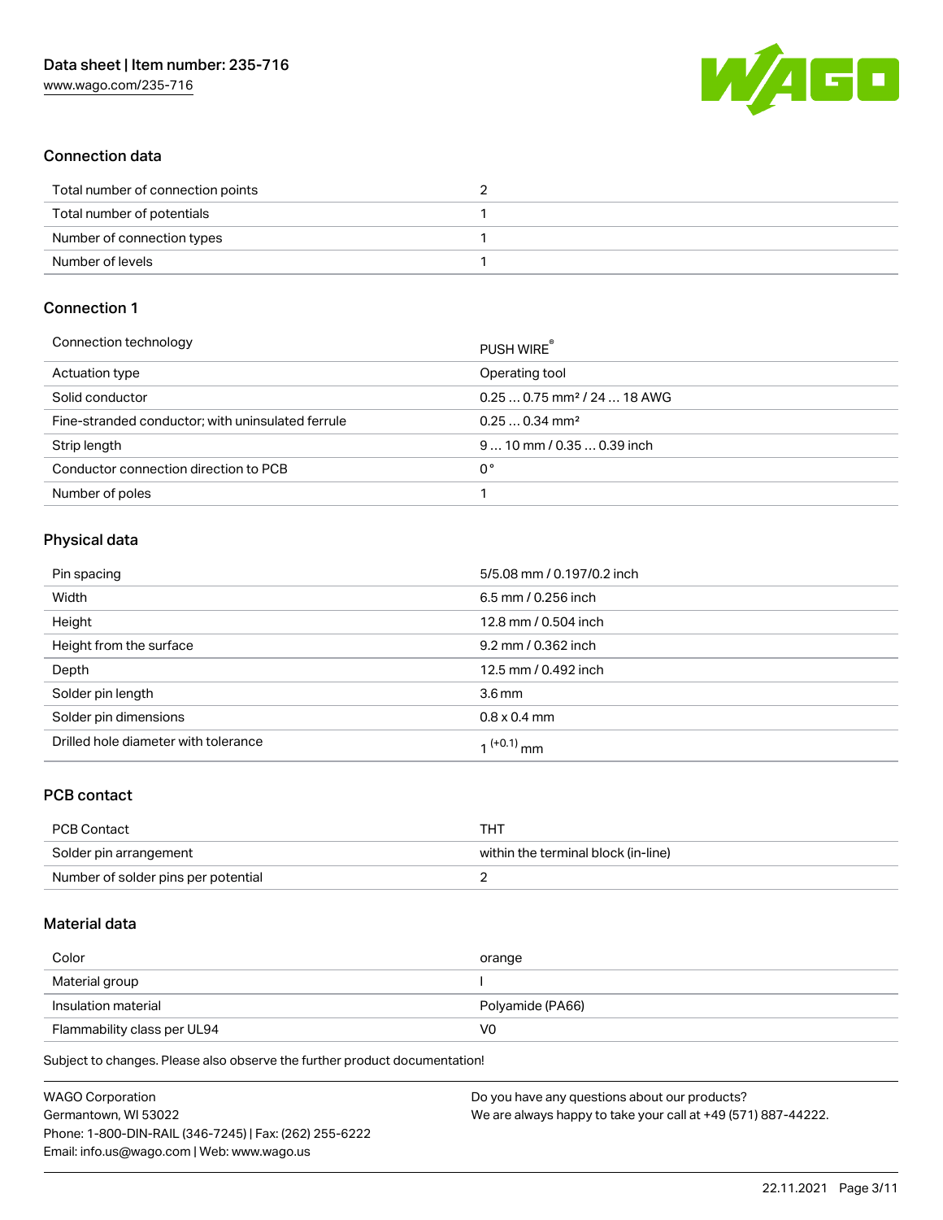## Connection data

| | |
|---|---|
| Total number of connection points | 2 |
| Total number of potentials | 1 |
| Number of connection types | 1 |
| Number of levels | 1 |

## Connection 1

| | |
|---|---|
| Connection technology | PUSH WIRE® |
| Actuation type | Operating tool |
| Solid conductor | 0.25 … 0.75 mm² / 24 … 18 AWG |
| Fine-stranded conductor; with uninsulated ferrule | 0.25 … 0.34 mm² |
| Strip length | 9 … 10 mm / 0.35 … 0.39 inch |
| Conductor connection direction to PCB | 0 ° |
| Number of poles | 1 |

## Physical data

| | |
|---|---|
| Pin spacing | 5/5.08 mm / 0.197/0.2 inch |
| Width | 6.5 mm / 0.256 inch |
| Height | 12.8 mm / 0.504 inch |
| Height from the surface | 9.2 mm / 0.362 inch |
| Depth | 12.5 mm / 0.492 inch |
| Solder pin length | 3.6 mm |
| Solder pin dimensions | 0.8 x 0.4 mm |
| Drilled hole diameter with tolerance | $1^{(+0.1)}$ mm |

## PCB contact

| | |
|---|---|
| PCB Contact | THT |
| Solder pin arrangement | within the terminal block (in-line) |
| Number of solder pins per potential | 2 |

## Material data

| | |
|---|---|
| Color | orange |
| Material group | I |
| Insulation material | Polyamide (PA66) |
| Flammability class per UL94 | V0 |

Subject to changes. Please also observe the further product documentation!

WAGO Corporation
Germantown, WI 53022
Phone: 1-800-DIN-RAIL (346-7245) | Fax: (262) 255-6222
Email: info.us@wago.com | Web: www.wago.us

Do you have any questions about our products?
We are always happy to take your call at +49 (571) 887-44222.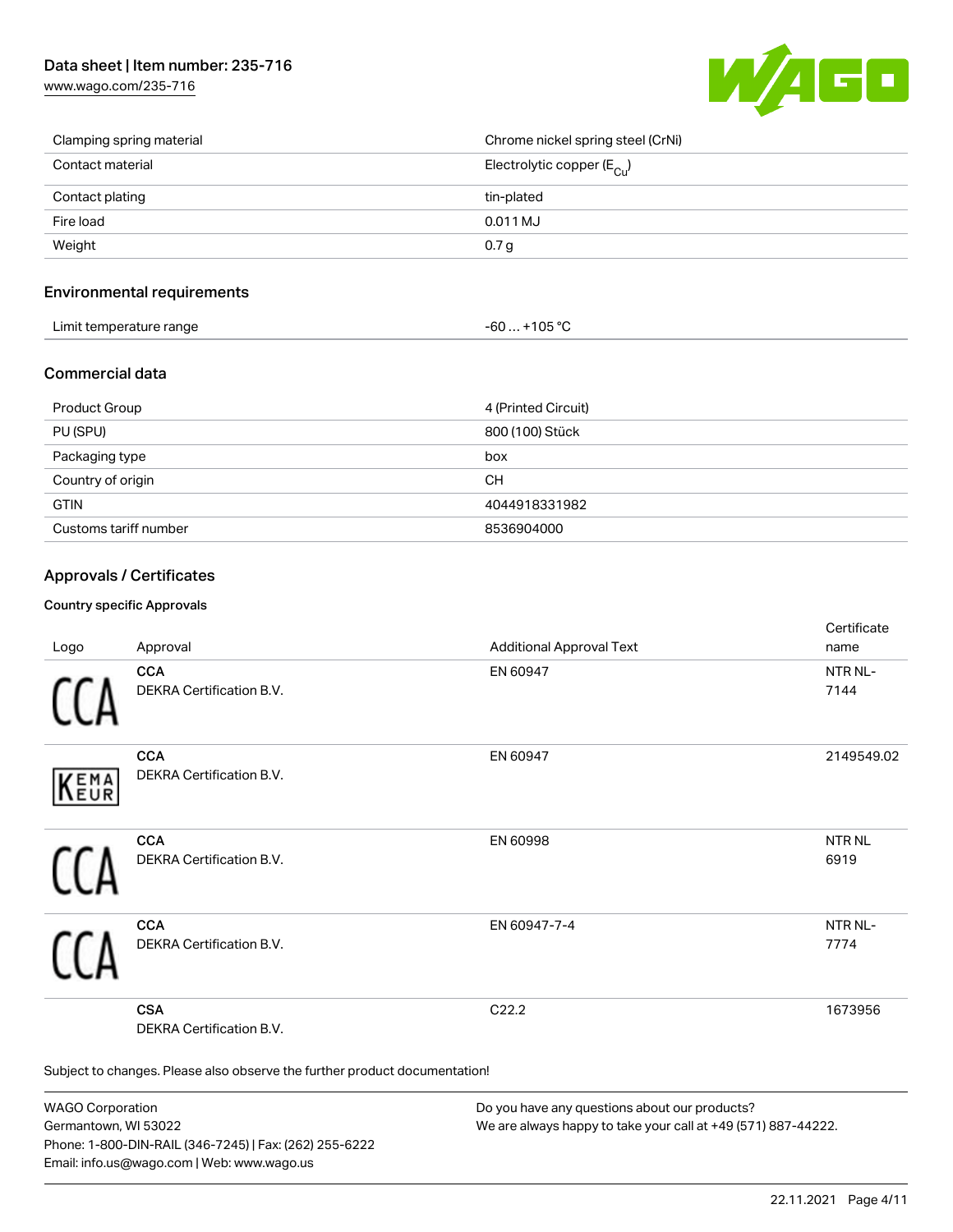| | |
|---|---|
| Clamping spring material | Chrome nickel spring steel (CrNi) |
| Contact material | Electrolytic copper ($E_{Cu}$) |
| Contact plating | tin-plated |
| Fire load | 0.011 MJ |
| Weight | 0.7 g |

## Environmental requirements

| | |
|---|---|
| Limit temperature range | -60 … +105 °C |

## Commercial data

| | |
|---|---|
| Product Group | 4 (Printed Circuit) |
| PU (SPU) | 800 (100) Stück |
| Packaging type | box |
| Country of origin | CH |
| GTIN | 4044918331982 |
| Customs tariff number | 8536904000 |

## Approvals / Certificates

### Country specific Approvals

| Logo | Approval | Additional Approval Text | Certificate name |
|---|---|---|---|
| CCA | **CCA** DEKRA Certification B.V. | EN 60947 | NTR NL-7144 |
| KEMA EUR | **CCA** DEKRA Certification B.V. | EN 60947 | 2149549.02 |
| CCA | **CCA** DEKRA Certification B.V. | EN 60998 | NTR NL 6919 |
| CCA | **CCA** DEKRA Certification B.V. | EN 60947-7-4 | NTR NL-7774 |
| | **CSA** DEKRA Certification B.V. | C22.2 | 1673956 |

Subject to changes. Please also observe the further product documentation!

WAGO Corporation
Germantown, WI 53022
Phone: 1-800-DIN-RAIL (346-7245) | Fax: (262) 255-6222
Email: info.us@wago.com | Web: www.wago.us

Do you have any questions about our products?
We are always happy to take your call at +49 (571) 887-44222.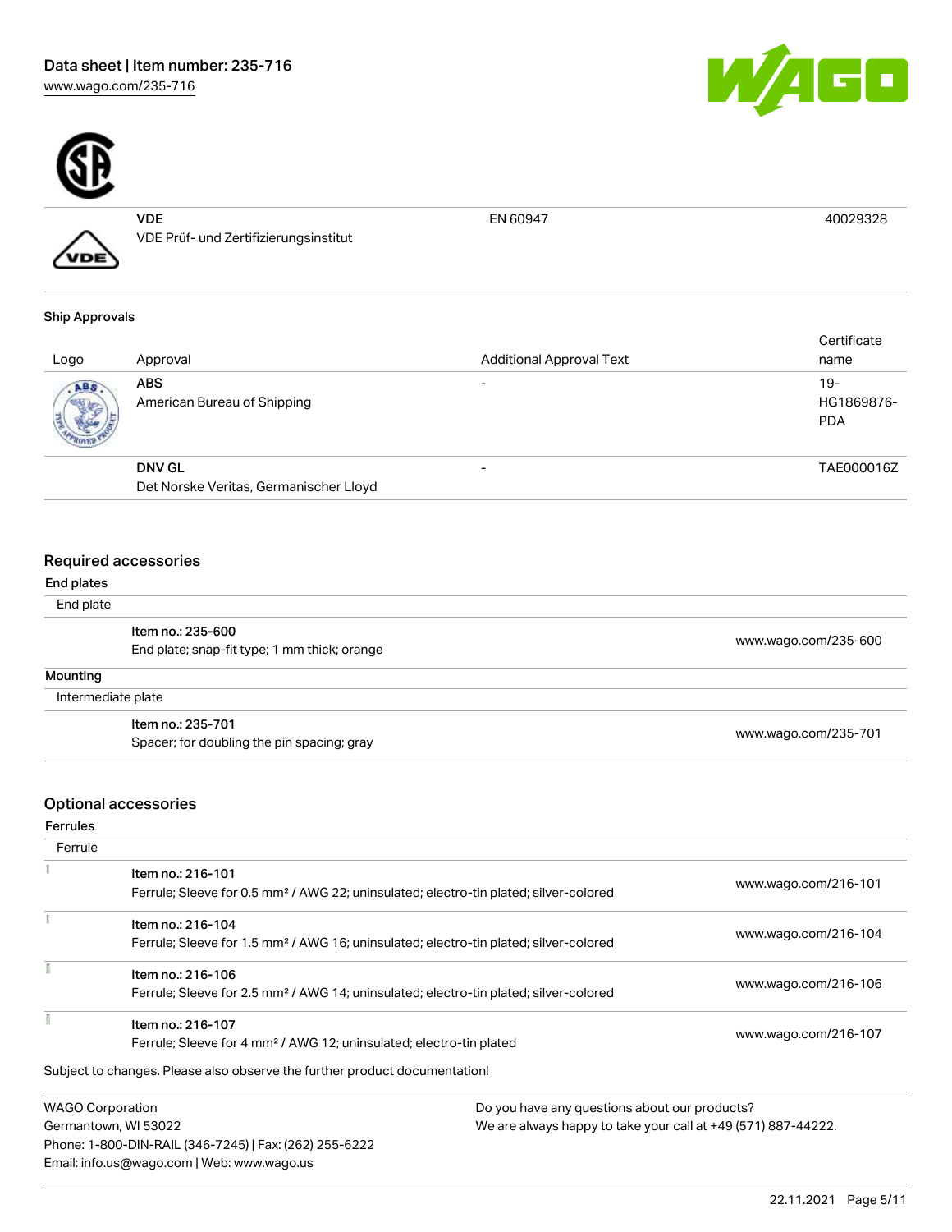| | | | |
|---|---|---|---|
| | **VDE**<br>VDE Prüf- und Zertifizierungsinstitut | EN 60947 | 40029328 |

**Ship Approvals**

| Logo | Approval | Additional Approval Text | Certificate name |
|---|---|---|---|
| | **ABS**<br>American Bureau of Shipping | - | 19-HG1869876-PDA |
| | **DNV GL**<br>Det Norske Veritas, Germanischer Lloyd | - | TAE000016Z |

## Required accessories

**End plates**

End plate

| Item | Link |
|---|---|
| **Item no.: 235-600**<br>End plate; snap-fit type; 1 mm thick; orange | www.wago.com/235-600 |

**Mounting**

Intermediate plate

| Item | Link |
|---|---|
| **Item no.: 235-701**<br>Spacer; for doubling the pin spacing; gray | www.wago.com/235-701 |

## Optional accessories

**Ferrules**

Ferrule

| Item | Link |
|---|---|
| **Item no.: 216-101**<br>Ferrule; Sleeve for 0.5 mm² / AWG 22; uninsulated; electro-tin plated; silver-colored | www.wago.com/216-101 |
| **Item no.: 216-104**<br>Ferrule; Sleeve for 1.5 mm² / AWG 16; uninsulated; electro-tin plated; silver-colored | www.wago.com/216-104 |
| **Item no.: 216-106**<br>Ferrule; Sleeve for 2.5 mm² / AWG 14; uninsulated; electro-tin plated; silver-colored | www.wago.com/216-106 |
| **Item no.: 216-107**<br>Ferrule; Sleeve for 4 mm² / AWG 12; uninsulated; electro-tin plated | www.wago.com/216-107 |

Subject to changes. Please also observe the further product documentation!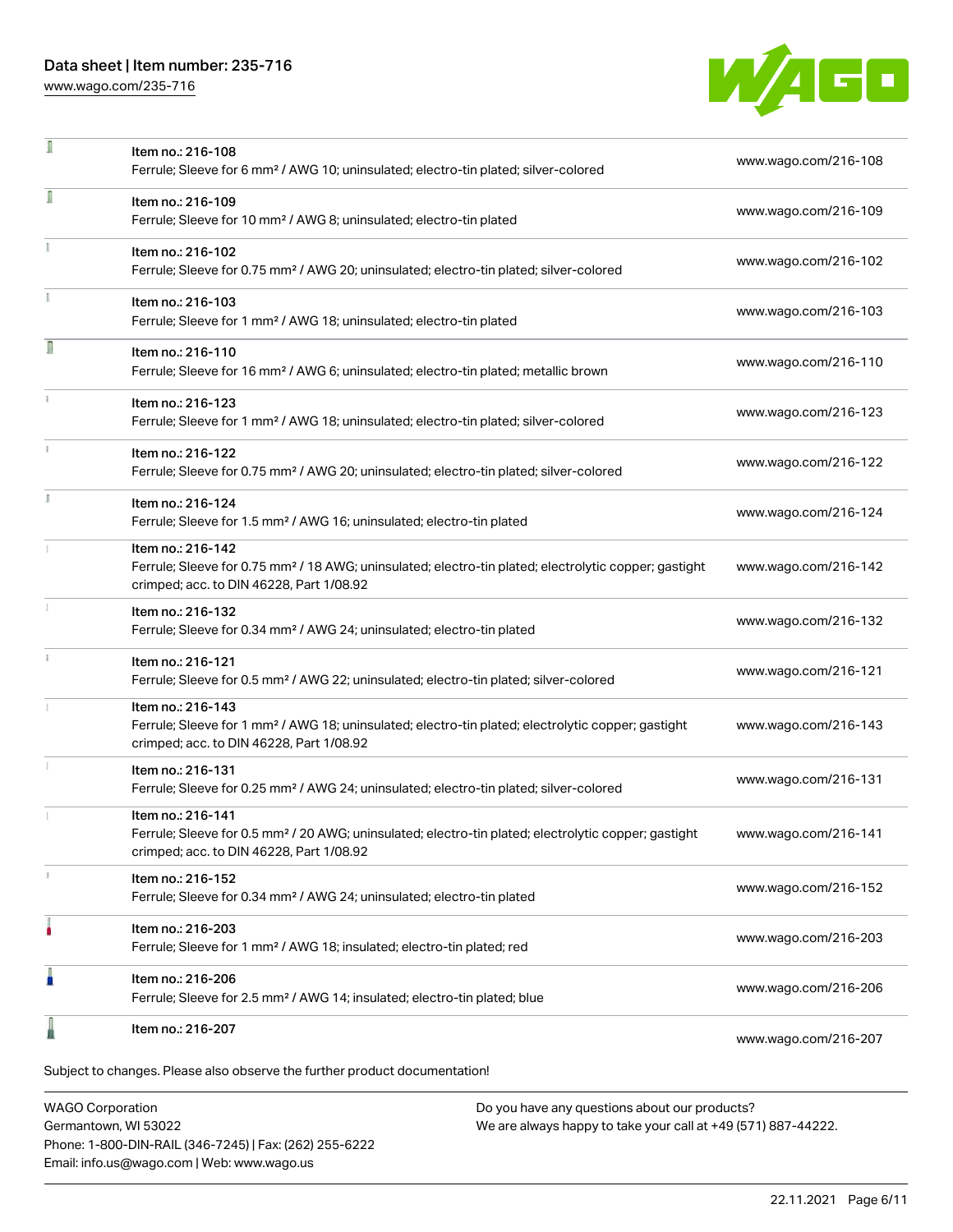| Item | Description | Link |
|---|---|---|
| Item no.: 216-108 | Ferrule; Sleeve for 6 mm² / AWG 10; uninsulated; electro-tin plated; silver-colored | www.wago.com/216-108 |
| Item no.: 216-109 | Ferrule; Sleeve for 10 mm² / AWG 8; uninsulated; electro-tin plated | www.wago.com/216-109 |
| Item no.: 216-102 | Ferrule; Sleeve for 0.75 mm² / AWG 20; uninsulated; electro-tin plated; silver-colored | www.wago.com/216-102 |
| Item no.: 216-103 | Ferrule; Sleeve for 1 mm² / AWG 18; uninsulated; electro-tin plated | www.wago.com/216-103 |
| Item no.: 216-110 | Ferrule; Sleeve for 16 mm² / AWG 6; uninsulated; electro-tin plated; metallic brown | www.wago.com/216-110 |
| Item no.: 216-123 | Ferrule; Sleeve for 1 mm² / AWG 18; uninsulated; electro-tin plated; silver-colored | www.wago.com/216-123 |
| Item no.: 216-122 | Ferrule; Sleeve for 0.75 mm² / AWG 20; uninsulated; electro-tin plated; silver-colored | www.wago.com/216-122 |
| Item no.: 216-124 | Ferrule; Sleeve for 1.5 mm² / AWG 16; uninsulated; electro-tin plated | www.wago.com/216-124 |
| Item no.: 216-142 | Ferrule; Sleeve for 0.75 mm² / 18 AWG; uninsulated; electro-tin plated; electrolytic copper; gastight crimped; acc. to DIN 46228, Part 1/08.92 | www.wago.com/216-142 |
| Item no.: 216-132 | Ferrule; Sleeve for 0.34 mm² / AWG 24; uninsulated; electro-tin plated | www.wago.com/216-132 |
| Item no.: 216-121 | Ferrule; Sleeve for 0.5 mm² / AWG 22; uninsulated; electro-tin plated; silver-colored | www.wago.com/216-121 |
| Item no.: 216-143 | Ferrule; Sleeve for 1 mm² / AWG 18; uninsulated; electro-tin plated; electrolytic copper; gastight crimped; acc. to DIN 46228, Part 1/08.92 | www.wago.com/216-143 |
| Item no.: 216-131 | Ferrule; Sleeve for 0.25 mm² / AWG 24; uninsulated; electro-tin plated; silver-colored | www.wago.com/216-131 |
| Item no.: 216-141 | Ferrule; Sleeve for 0.5 mm² / 20 AWG; uninsulated; electro-tin plated; electrolytic copper; gastight crimped; acc. to DIN 46228, Part 1/08.92 | www.wago.com/216-141 |
| Item no.: 216-152 | Ferrule; Sleeve for 0.34 mm² / AWG 24; uninsulated; electro-tin plated | www.wago.com/216-152 |
| Item no.: 216-203 | Ferrule; Sleeve for 1 mm² / AWG 18; insulated; electro-tin plated; red | www.wago.com/216-203 |
| Item no.: 216-206 | Ferrule; Sleeve for 2.5 mm² / AWG 14; insulated; electro-tin plated; blue | www.wago.com/216-206 |
| Item no.: 216-207 | | www.wago.com/216-207 |

Subject to changes. Please also observe the further product documentation!

WAGO Corporation
Germantown, WI 53022
Phone: 1-800-DIN-RAIL (346-7245) | Fax: (262) 255-6222
Email: info.us@wago.com | Web: www.wago.us

Do you have any questions about our products?
We are always happy to take your call at +49 (571) 887-44222.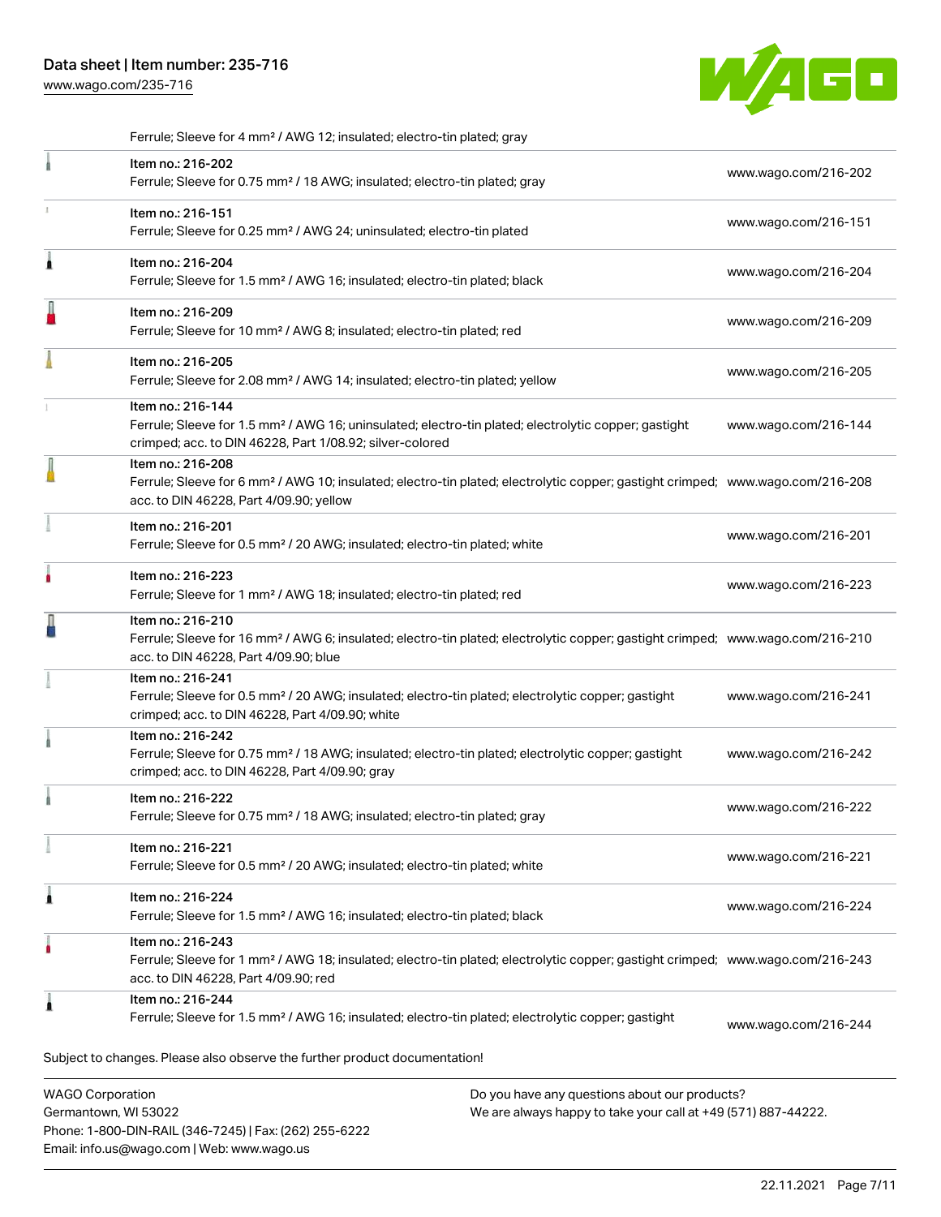Ferrule; Sleeve for 4 mm² / AWG 12; insulated; electro-tin plated; gray

| | | |
|---|---|---|
| | Item no.: 216-202<br>Ferrule; Sleeve for 0.75 mm² / 18 AWG; insulated; electro-tin plated; gray | www.wago.com/216-202 |
| | Item no.: 216-151<br>Ferrule; Sleeve for 0.25 mm² / AWG 24; uninsulated; electro-tin plated | www.wago.com/216-151 |
| | Item no.: 216-204<br>Ferrule; Sleeve for 1.5 mm² / AWG 16; insulated; electro-tin plated; black | www.wago.com/216-204 |
| | Item no.: 216-209<br>Ferrule; Sleeve for 10 mm² / AWG 8; insulated; electro-tin plated; red | www.wago.com/216-209 |
| | Item no.: 216-205<br>Ferrule; Sleeve for 2.08 mm² / AWG 14; insulated; electro-tin plated; yellow | www.wago.com/216-205 |
| | Item no.: 216-144<br>Ferrule; Sleeve for 1.5 mm² / AWG 16; uninsulated; electro-tin plated; electrolytic copper; gastight crimped; acc. to DIN 46228, Part 1/08.92; silver-colored | www.wago.com/216-144 |
| | Item no.: 216-208<br>Ferrule; Sleeve for 6 mm² / AWG 10; insulated; electro-tin plated; electrolytic copper; gastight crimped; acc. to DIN 46228, Part 4/09.90; yellow | www.wago.com/216-208 |
| | Item no.: 216-201<br>Ferrule; Sleeve for 0.5 mm² / 20 AWG; insulated; electro-tin plated; white | www.wago.com/216-201 |
| | Item no.: 216-223<br>Ferrule; Sleeve for 1 mm² / AWG 18; insulated; electro-tin plated; red | www.wago.com/216-223 |
| | Item no.: 216-210<br>Ferrule; Sleeve for 16 mm² / AWG 6; insulated; electro-tin plated; electrolytic copper; gastight crimped; acc. to DIN 46228, Part 4/09.90; blue | www.wago.com/216-210 |
| | Item no.: 216-241<br>Ferrule; Sleeve for 0.5 mm² / 20 AWG; insulated; electro-tin plated; electrolytic copper; gastight crimped; acc. to DIN 46228, Part 4/09.90; white | www.wago.com/216-241 |
| | Item no.: 216-242<br>Ferrule; Sleeve for 0.75 mm² / 18 AWG; insulated; electro-tin plated; electrolytic copper; gastight crimped; acc. to DIN 46228, Part 4/09.90; gray | www.wago.com/216-242 |
| | Item no.: 216-222<br>Ferrule; Sleeve for 0.75 mm² / 18 AWG; insulated; electro-tin plated; gray | www.wago.com/216-222 |
| | Item no.: 216-221<br>Ferrule; Sleeve for 0.5 mm² / 20 AWG; insulated; electro-tin plated; white | www.wago.com/216-221 |
| | Item no.: 216-224<br>Ferrule; Sleeve for 1.5 mm² / AWG 16; insulated; electro-tin plated; black | www.wago.com/216-224 |
| | Item no.: 216-243<br>Ferrule; Sleeve for 1 mm² / AWG 18; insulated; electro-tin plated; electrolytic copper; gastight crimped; acc. to DIN 46228, Part 4/09.90; red | www.wago.com/216-243 |
| | Item no.: 216-244<br>Ferrule; Sleeve for 1.5 mm² / AWG 16; insulated; electro-tin plated; electrolytic copper; gastight | www.wago.com/216-244 |

Subject to changes. Please also observe the further product documentation!

WAGO Corporation
Germantown, WI 53022
Phone: 1-800-DIN-RAIL (346-7245) | Fax: (262) 255-6222
Email: info.us@wago.com | Web: www.wago.us

Do you have any questions about our products?
We are always happy to take your call at +49 (571) 887-44222.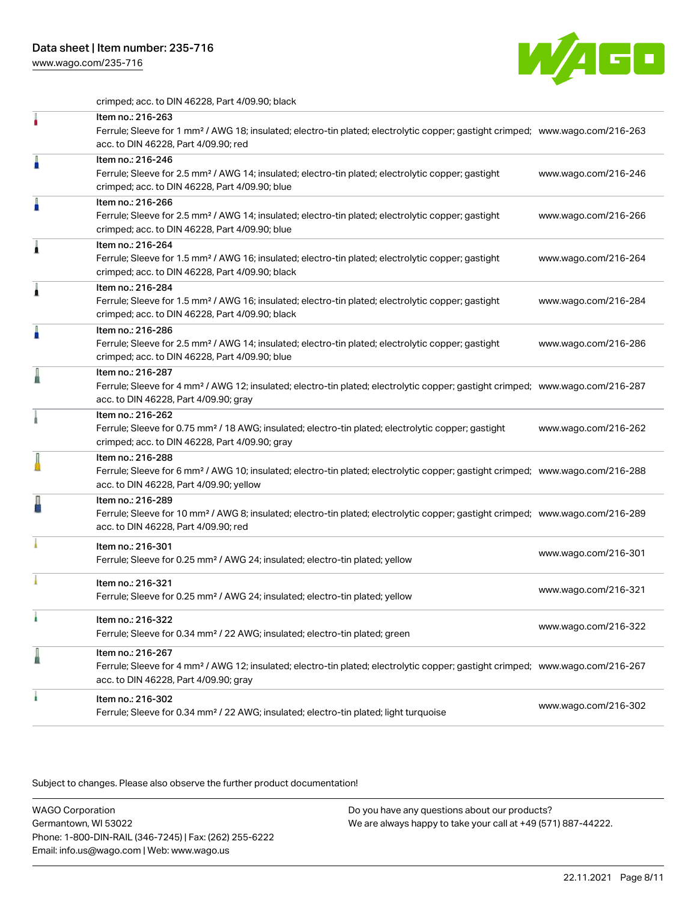crimped; acc. to DIN 46228, Part 4/09.90; black

| | | |
|---|---|---|
| | Item no.: 216-263<br>Ferrule; Sleeve for 1 mm² / AWG 18; insulated; electro-tin plated; electrolytic copper; gastight crimped; acc. to DIN 46228, Part 4/09.90; red | www.wago.com/216-263 |
| | Item no.: 216-246<br>Ferrule; Sleeve for 2.5 mm² / AWG 14; insulated; electro-tin plated; electrolytic copper; gastight crimped; acc. to DIN 46228, Part 4/09.90; blue | www.wago.com/216-246 |
| | Item no.: 216-266<br>Ferrule; Sleeve for 2.5 mm² / AWG 14; insulated; electro-tin plated; electrolytic copper; gastight crimped; acc. to DIN 46228, Part 4/09.90; blue | www.wago.com/216-266 |
| | Item no.: 216-264<br>Ferrule; Sleeve for 1.5 mm² / AWG 16; insulated; electro-tin plated; electrolytic copper; gastight crimped; acc. to DIN 46228, Part 4/09.90; black | www.wago.com/216-264 |
| | Item no.: 216-284<br>Ferrule; Sleeve for 1.5 mm² / AWG 16; insulated; electro-tin plated; electrolytic copper; gastight crimped; acc. to DIN 46228, Part 4/09.90; black | www.wago.com/216-284 |
| | Item no.: 216-286<br>Ferrule; Sleeve for 2.5 mm² / AWG 14; insulated; electro-tin plated; electrolytic copper; gastight crimped; acc. to DIN 46228, Part 4/09.90; blue | www.wago.com/216-286 |
| | Item no.: 216-287<br>Ferrule; Sleeve for 4 mm² / AWG 12; insulated; electro-tin plated; electrolytic copper; gastight crimped; acc. to DIN 46228, Part 4/09.90; gray | www.wago.com/216-287 |
| | Item no.: 216-262<br>Ferrule; Sleeve for 0.75 mm² / 18 AWG; insulated; electro-tin plated; electrolytic copper; gastight crimped; acc. to DIN 46228, Part 4/09.90; gray | www.wago.com/216-262 |
| | Item no.: 216-288<br>Ferrule; Sleeve for 6 mm² / AWG 10; insulated; electro-tin plated; electrolytic copper; gastight crimped; acc. to DIN 46228, Part 4/09.90; yellow | www.wago.com/216-288 |
| | Item no.: 216-289<br>Ferrule; Sleeve for 10 mm² / AWG 8; insulated; electro-tin plated; electrolytic copper; gastight crimped; acc. to DIN 46228, Part 4/09.90; red | www.wago.com/216-289 |
| | Item no.: 216-301<br>Ferrule; Sleeve for 0.25 mm² / AWG 24; insulated; electro-tin plated; yellow | www.wago.com/216-301 |
| | Item no.: 216-321<br>Ferrule; Sleeve for 0.25 mm² / AWG 24; insulated; electro-tin plated; yellow | www.wago.com/216-321 |
| | Item no.: 216-322<br>Ferrule; Sleeve for 0.34 mm² / 22 AWG; insulated; electro-tin plated; green | www.wago.com/216-322 |
| | Item no.: 216-267<br>Ferrule; Sleeve for 4 mm² / AWG 12; insulated; electro-tin plated; electrolytic copper; gastight crimped; acc. to DIN 46228, Part 4/09.90; gray | www.wago.com/216-267 |
| | Item no.: 216-302<br>Ferrule; Sleeve for 0.34 mm² / 22 AWG; insulated; electro-tin plated; light turquoise | www.wago.com/216-302 |

Subject to changes. Please also observe the further product documentation!

WAGO Corporation
Germantown, WI 53022
Phone: 1-800-DIN-RAIL (346-7245) | Fax: (262) 255-6222
Email: info.us@wago.com | Web: www.wago.us

Do you have any questions about our products?
We are always happy to take your call at +49 (571) 887-44222.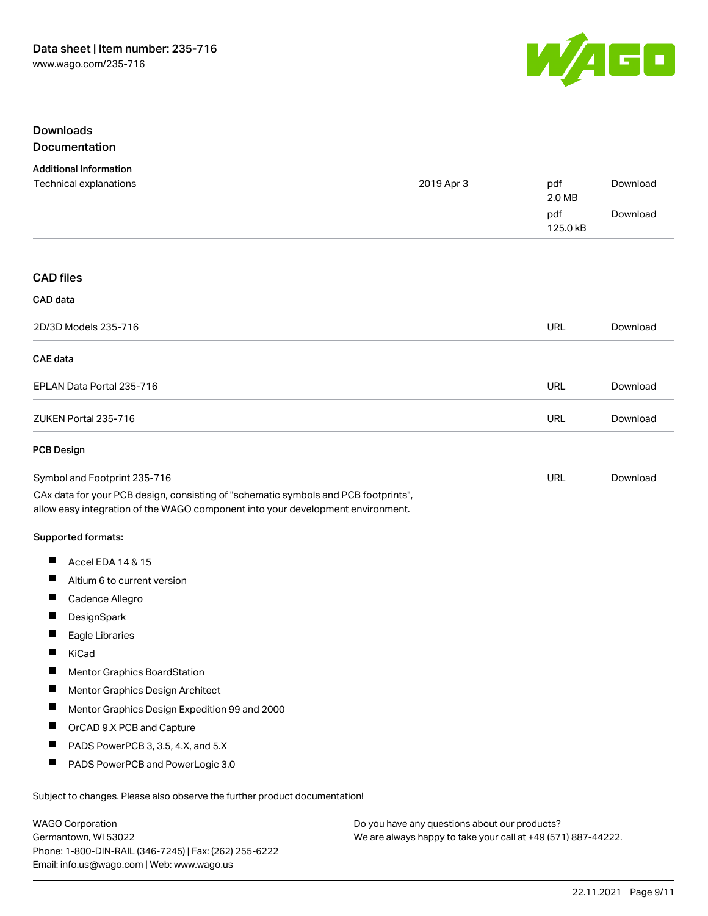## Downloads

## Documentation

### Additional Information

| | | | |
|---|---|---|---|
| Technical explanations | 2019 Apr 3 | pdf 2.0 MB | Download |
| | | pdf 125.0 kB | Download |

## CAD files

### CAD data

| | | |
|---|---|---|
| 2D/3D Models 235-716 | URL | Download |

### CAE data

| | | |
|---|---|---|
| EPLAN Data Portal 235-716 | URL | Download |
| ZUKEN Portal 235-716 | URL | Download |

### PCB Design

| | | |
|---|---|---|
| Symbol and Footprint 235-716 | URL | Download |

CAx data for your PCB design, consisting of "schematic symbols and PCB footprints", allow easy integration of the WAGO component into your development environment.

**Supported formats:**

- Accel EDA 14 & 15
- Altium 6 to current version
- Cadence Allegro
- DesignSpark
- Eagle Libraries
- KiCad
- Mentor Graphics BoardStation
- Mentor Graphics Design Architect
- Mentor Graphics Design Expedition 99 and 2000
- OrCAD 9.X PCB and Capture
- PADS PowerPCB 3, 3.5, 4.X, and 5.X
- PADS PowerPCB and PowerLogic 3.0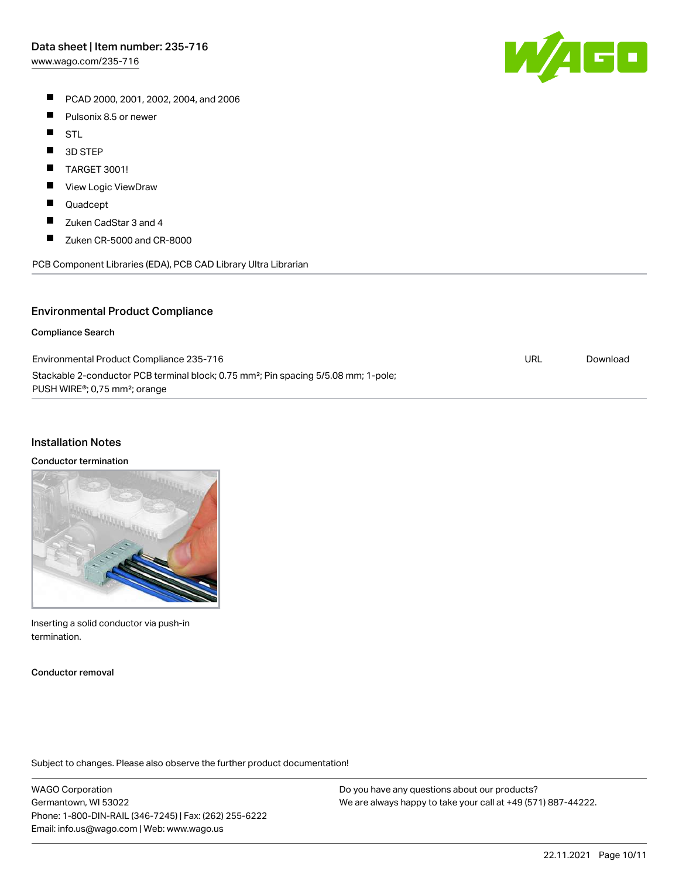- PCAD 2000, 2001, 2002, 2004, and 2006
- Pulsonix 8.5 or newer
- STL
- 3D STEP
- TARGET 3001!
- View Logic ViewDraw
- Quadcept
- Zuken CadStar 3 and 4
- Zuken CR-5000 and CR-8000

PCB Component Libraries (EDA), PCB CAD Library Ultra Librarian

## Environmental Product Compliance

### Compliance Search

| | | |
|---|---|---|
| Environmental Product Compliance 235-716<br>Stackable 2-conductor PCB terminal block; 0.75 mm²; Pin spacing 5/5.08 mm; 1-pole; PUSH WIRE®; 0,75 mm²; orange | URL | Download |

## Installation Notes

### Conductor termination

Inserting a solid conductor via push-in termination.

### Conductor removal

Subject to changes. Please also observe the further product documentation!

WAGO Corporation
Germantown, WI 53022
Phone: 1-800-DIN-RAIL (346-7245) | Fax: (262) 255-6222
Email: info.us@wago.com | Web: www.wago.us

Do you have any questions about our products?
We are always happy to take your call at +49 (571) 887-44222.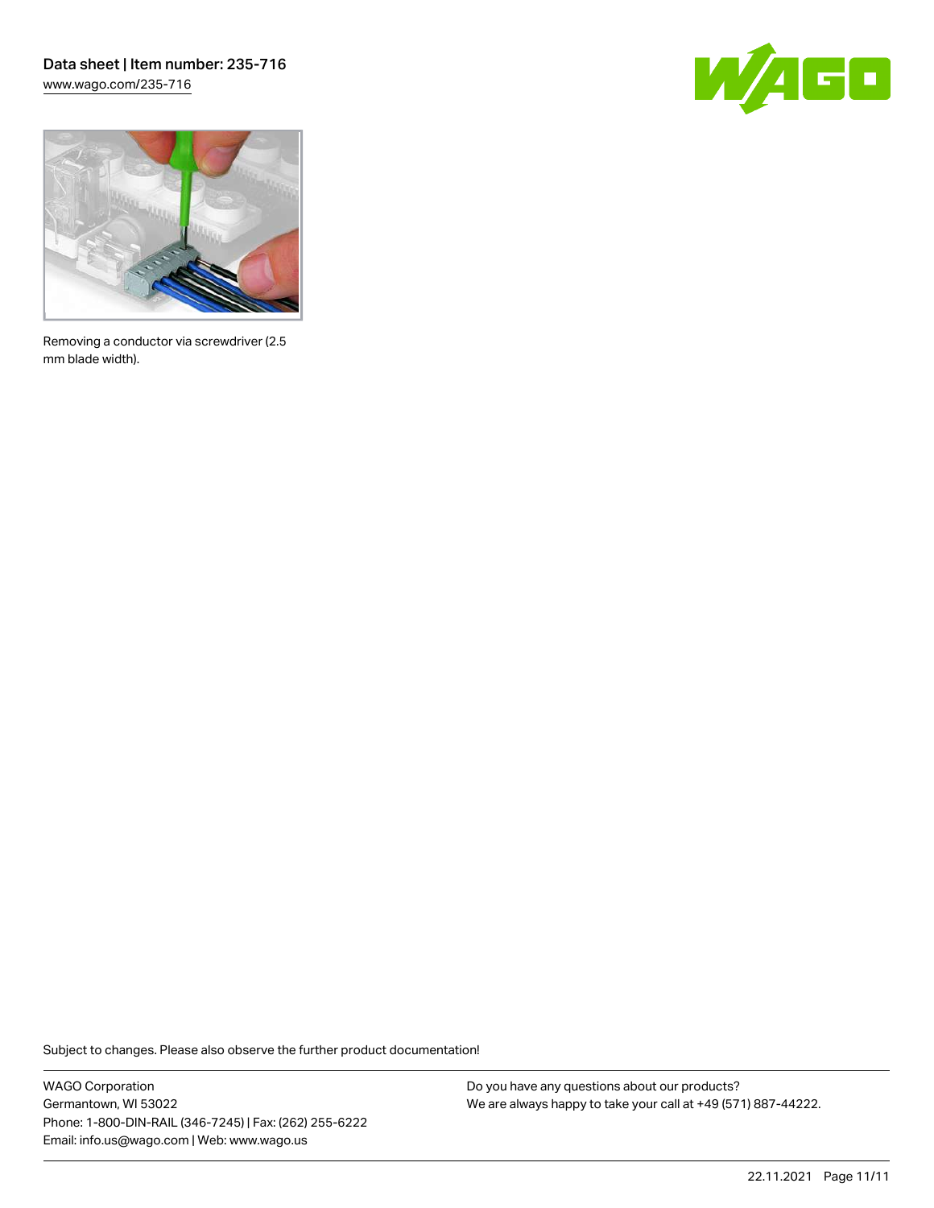Removing a conductor via screwdriver (2.5 mm blade width).

Subject to changes. Please also observe the further product documentation!

WAGO Corporation
Germantown, WI 53022
Phone: 1-800-DIN-RAIL (346-7245) | Fax: (262) 255-6222
Email: info.us@wago.com | Web: www.wago.us

Do you have any questions about our products?
We are always happy to take your call at +49 (571) 887-44222.